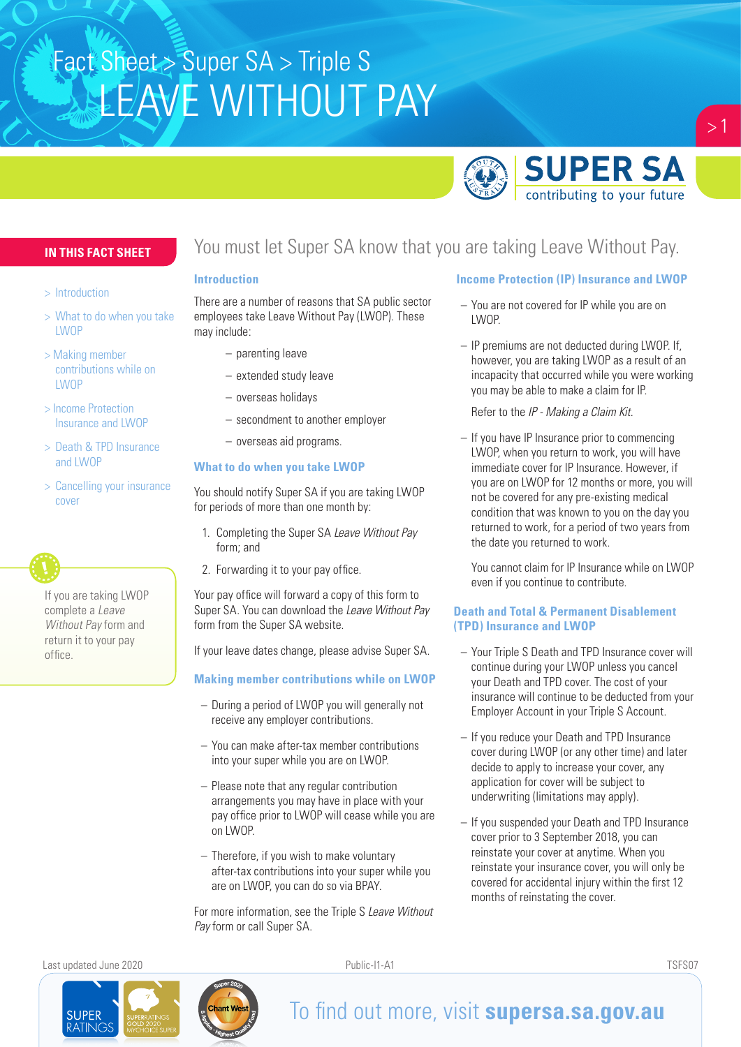# Fact Sheet > Super SA > Triple S

# LEAVE WITHOUT PAY

SUPER SA
contributing to your future

## IN THIS FACT SHEET

- > Introduction
- > What to do when you take LWOP
- > Making member contributions while on LWOP
- > Income Protection Insurance and LWOP
- > Death & TPD Insurance and LWOP
- > Cancelling your insurance cover

If you are taking LWOP complete a *Leave Without Pay* form and return it to your pay office.

## You must let Super SA know that you are taking Leave Without Pay.

### Introduction

There are a number of reasons that SA public sector employees take Leave Without Pay (LWOP). These may include:

- parenting leave
- extended study leave
- overseas holidays
- secondment to another employer
- overseas aid programs.

### What to do when you take LWOP

You should notify Super SA if you are taking LWOP for periods of more than one month by:

1. Completing the Super SA *Leave Without Pay* form; and
2. Forwarding it to your pay office.

Your pay office will forward a copy of this form to Super SA. You can download the *Leave Without Pay* form from the Super SA website.

If your leave dates change, please advise Super SA.

### Making member contributions while on LWOP

- During a period of LWOP you will generally not receive any employer contributions.
- You can make after-tax member contributions into your super while you are on LWOP.
- Please note that any regular contribution arrangements you may have in place with your pay office prior to LWOP will cease while you are on LWOP.
- Therefore, if you wish to make voluntary after-tax contributions into your super while you are on LWOP, you can do so via BPAY.

For more information, see the Triple S *Leave Without Pay* form or call Super SA.

### Income Protection (IP) Insurance and LWOP

- You are not covered for IP while you are on LWOP.
- IP premiums are not deducted during LWOP. If, however, you are taking LWOP as a result of an incapacity that occurred while you were working you may be able to make a claim for IP.

  Refer to the *IP - Making a Claim Kit.*
- If you have IP Insurance prior to commencing LWOP, when you return to work, you will have immediate cover for IP Insurance. However, if you are on LWOP for 12 months or more, you will not be covered for any pre-existing medical condition that was known to you on the day you returned to work, for a period of two years from the date you returned to work.

  You cannot claim for IP Insurance while on LWOP even if you continue to contribute.

### Death and Total & Permanent Disablement (TPD) Insurance and LWOP

- Your Triple S Death and TPD Insurance cover will continue during your LWOP unless you cancel your Death and TPD cover. The cost of your insurance will continue to be deducted from your Employer Account in your Triple S Account.
- If you reduce your Death and TPD Insurance cover during LWOP (or any other time) and later decide to apply to increase your cover, any application for cover will be subject to underwriting (limitations may apply).
- If you suspended your Death and TPD Insurance cover prior to 3 September 2018, you can reinstate your cover at anytime. When you reinstate your insurance cover, you will only be covered for accidental injury within the first 12 months of reinstating the cover.

Last updated June 2020 Public-I1-A1 TSFS07

To find out more, visit **supersa.sa.gov.au**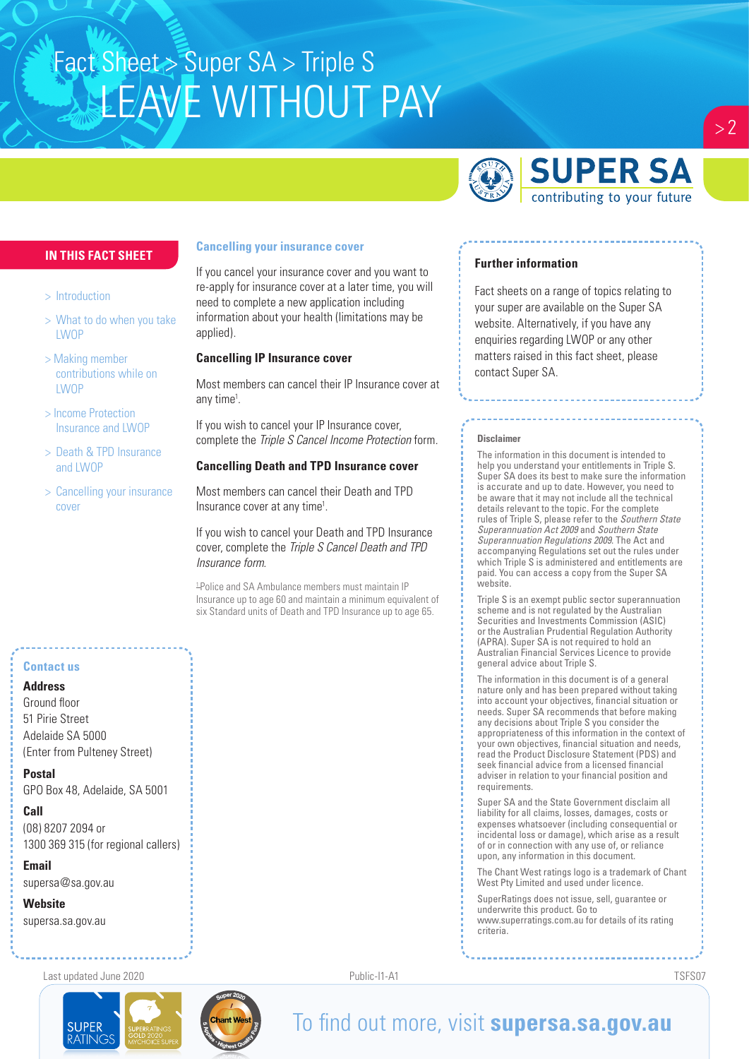# Fact Sheet > Super SA > Triple S

# LEAVE WITHOUT PAY

## IN THIS FACT SHEET

- > Introduction
- > What to do when you take LWOP
- > Making member contributions while on LWOP
- > Income Protection Insurance and LWOP
- > Death & TPD Insurance and LWOP
- > Cancelling your insurance cover

## Cancelling your insurance cover

If you cancel your insurance cover and you want to re-apply for insurance cover at a later time, you will need to complete a new application including information about your health (limitations may be applied).

### Cancelling IP Insurance cover

Most members can cancel their IP Insurance cover at any time[1].

If you wish to cancel your IP Insurance cover, complete the *Triple S Cancel Income Protection* form.

### Cancelling Death and TPD Insurance cover

Most members can cancel their Death and TPD Insurance cover at any time[1].

If you wish to cancel your Death and TPD Insurance cover, complete the *Triple S Cancel Death and TPD Insurance form.*

[1]Police and SA Ambulance members must maintain IP Insurance up to age 60 and maintain a minimum equivalent of six Standard units of Death and TPD Insurance up to age 65.

### Further information

Fact sheets on a range of topics relating to your super are available on the Super SA website. Alternatively, if you have any enquiries regarding LWOP or any other matters raised in this fact sheet, please contact Super SA.

### Disclaimer

The information in this document is intended to help you understand your entitlements in Triple S. Super SA does its best to make sure the information is accurate and up to date. However, you need to be aware that it may not include all the technical details relevant to the topic. For the complete rules of Triple S, please refer to the *Southern State Superannuation Act 2009* and *Southern State Superannuation Regulations 2009*. The Act and accompanying Regulations set out the rules under which Triple S is administered and entitlements are paid. You can access a copy from the Super SA website.

Triple S is an exempt public sector superannuation scheme and is not regulated by the Australian Securities and Investments Commission (ASIC) or the Australian Prudential Regulation Authority (APRA). Super SA is not required to hold an Australian Financial Services Licence to provide general advice about Triple S.

The information in this document is of a general nature only and has been prepared without taking into account your objectives, financial situation or needs. Super SA recommends that before making any decisions about Triple S you consider the appropriateness of this information in the context of your own objectives, financial situation and needs, read the Product Disclosure Statement (PDS) and seek financial advice from a licensed financial adviser in relation to your financial position and requirements.

Super SA and the State Government disclaim all liability for all claims, losses, damages, costs or expenses whatsoever (including consequential or incidental loss or damage), which arise as a result of or in connection with any use of, or reliance upon, any information in this document.

The Chant West ratings logo is a trademark of Chant West Pty Limited and used under licence.

SuperRatings does not issue, sell, guarantee or underwrite this product. Go to www.superratings.com.au for details of its rating criteria.

### Contact us

**Address**
Ground floor
51 Pirie Street
Adelaide SA 5000
(Enter from Pulteney Street)

**Postal**
GPO Box 48, Adelaide, SA 5001

**Call**
(08) 8207 2094 or
1300 369 315 (for regional callers)

**Email**
supersa@sa.gov.au

**Website**
supersa.sa.gov.au

Last updated June 2020

Public-I1-A1

TSFS07

To find out more, visit **supersa.sa.gov.au**